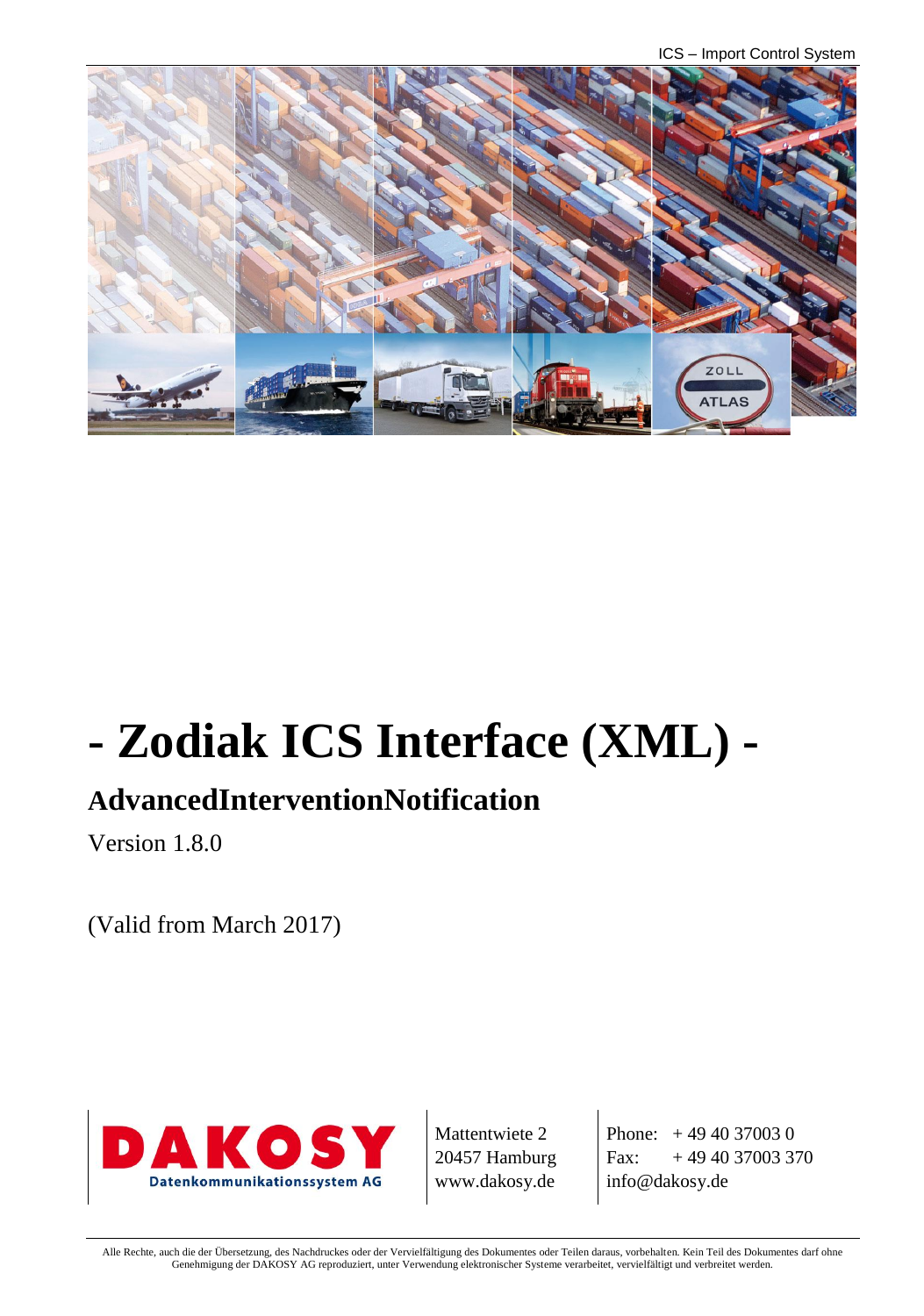# - Zodiak ICS Interface (XML) -

## AdvancedInterventionNotification

Version 1.8.0

(Valid from March 2017)

DAKOSY
Datenkommunikationssystem AG

Mattentwiete 2
20457 Hamburg
www.dakosy.de

Phone: + 49 40 37003 0
Fax: + 49 40 37003 370
info@dakosy.de

Alle Rechte, auch die der Übersetzung, des Nachdruckes oder der Vervielfältigung des Dokumentes oder Teilen daraus, vorbehalten. Kein Teil des Dokumentes darf ohne Genehmigung der DAKOSY AG reproduziert, unter Verwendung elektronischer Systeme verarbeitet, vervielfältigt und verbreitet werden.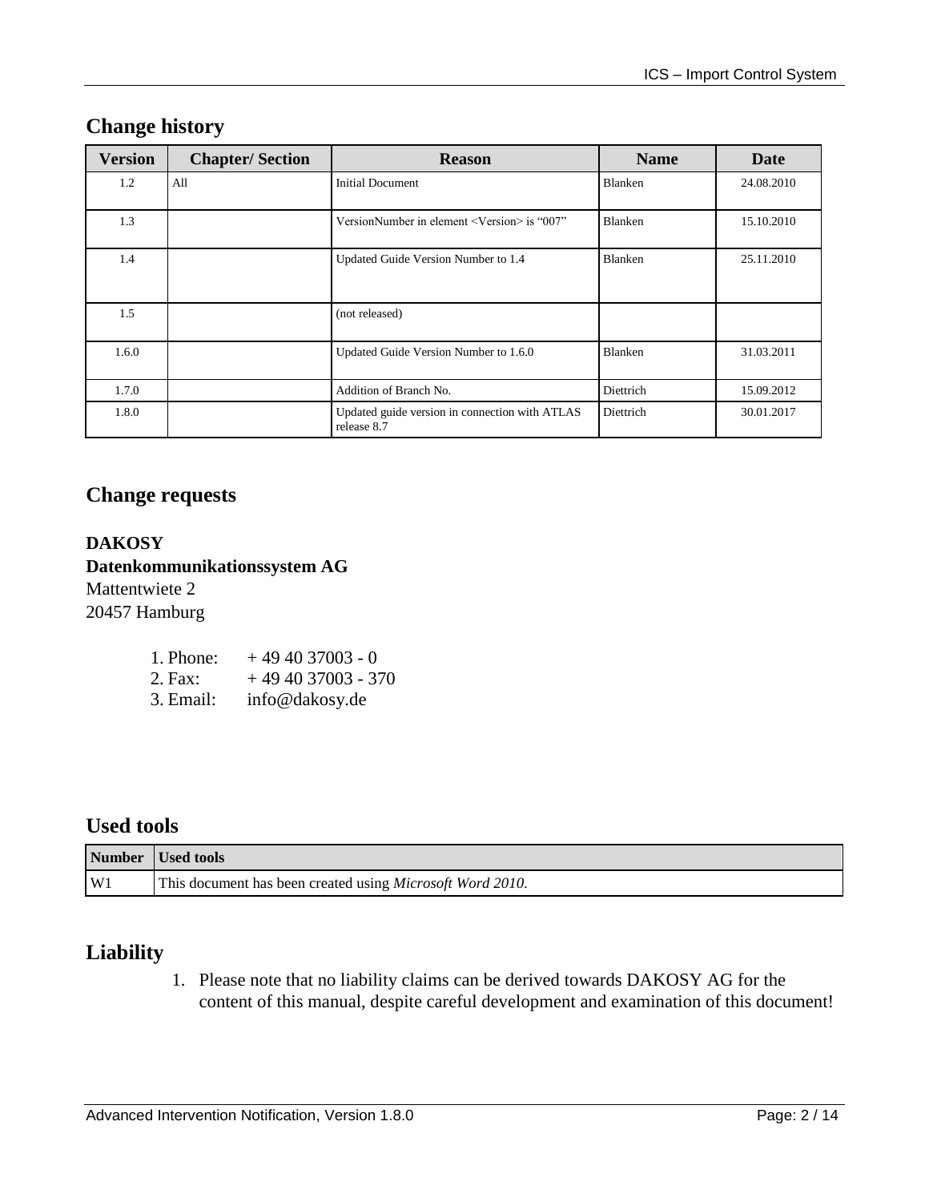## Change history

| Version | Chapter/ Section | Reason | Name | Date |
|---|---|---|---|---|
| 1.2 | All | Initial Document | Blanken | 24.08.2010 |
| 1.3 | | VersionNumber in element <Version> is "007" | Blanken | 15.10.2010 |
| 1.4 | | Updated Guide Version Number to 1.4 | Blanken | 25.11.2010 |
| 1.5 | | (not released) | | |
| 1.6.0 | | Updated Guide Version Number to 1.6.0 | Blanken | 31.03.2011 |
| 1.7.0 | | Addition of Branch No. | Diettrich | 15.09.2012 |
| 1.8.0 | | Updated guide version in connection with ATLAS release 8.7 | Diettrich | 30.01.2017 |

## Change requests

**DAKOSY**
**Datenkommunikationssystem AG**
Mattentwiete 2
20457 Hamburg

1. Phone: + 49 40 37003 - 0
2. Fax: + 49 40 37003 - 370
3. Email: info@dakosy.de

## Used tools

| Number | Used tools |
|---|---|
| W1 | This document has been created using *Microsoft Word 2010*. |

## Liability

1. Please note that no liability claims can be derived towards DAKOSY AG for the content of this manual, despite careful development and examination of this document!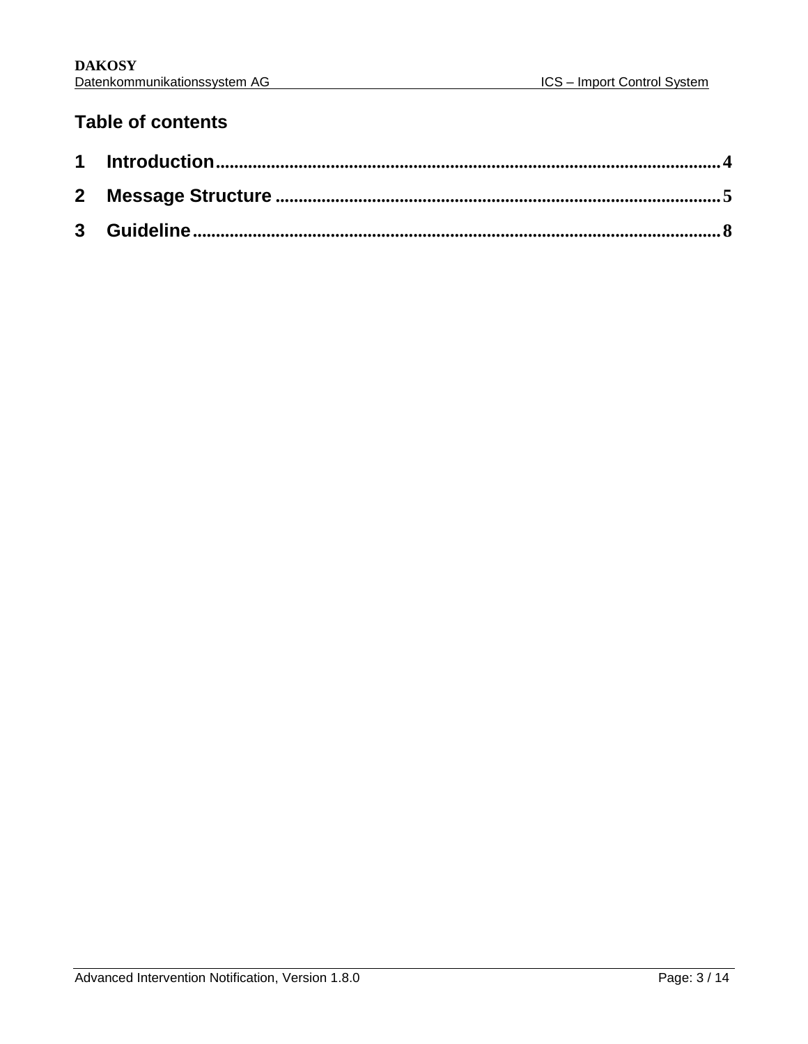# Table of contents

1 Introduction .......... 4

2 Message Structure .......... 5

3 Guideline .......... 8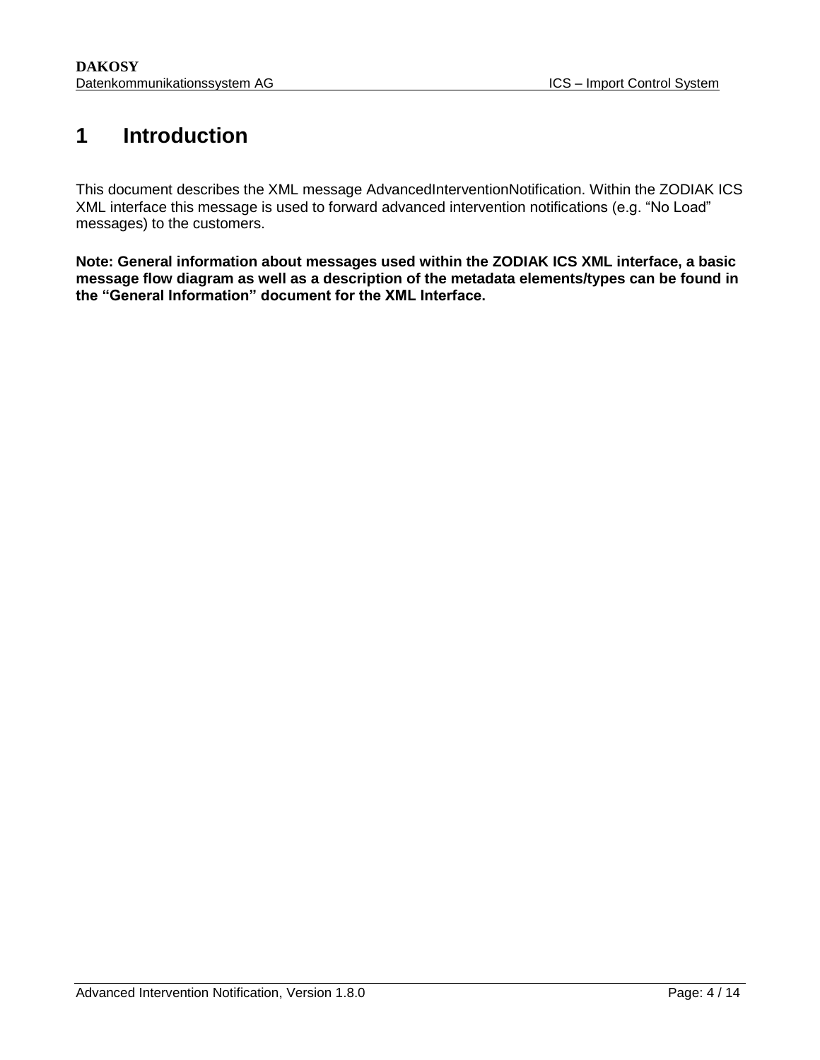# 1 Introduction

This document describes the XML message AdvancedInterventionNotification. Within the ZODIAK ICS XML interface this message is used to forward advanced intervention notifications (e.g. “No Load” messages) to the customers.

**Note: General information about messages used within the ZODIAK ICS XML interface, a basic message flow diagram as well as a description of the metadata elements/types can be found in the “General Information” document for the XML Interface.**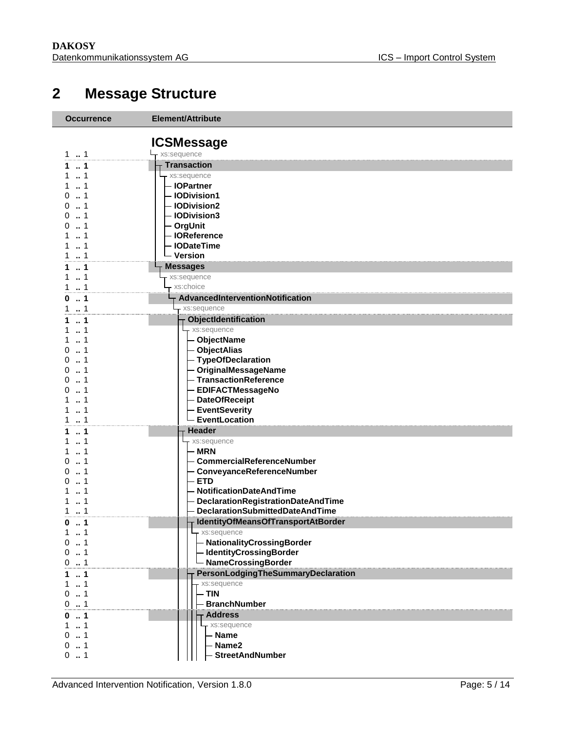# 2 Message Structure

| Occurrence | Element/Attribute |
|---|---|
| | **ICSMessage** |
| 1 .. 1 | xs:sequence |
| **1 .. 1** | **Transaction** |
| 1 .. 1 | xs:sequence |
| 1 .. 1 | **IOPartner** |
| 0 .. 1 | **IODivision1** |
| 0 .. 1 | **IODivision2** |
| 0 .. 1 | **IODivision3** |
| 0 .. 1 | **OrgUnit** |
| 1 .. 1 | **IOReference** |
| 1 .. 1 | **IODateTime** |
| 1 .. 1 | **Version** |
| **1 .. 1** | **Messages** |
| 1 .. 1 | xs:sequence |
| 1 .. 1 | xs:choice |
| **0 .. 1** | **AdvancedInterventionNotification** |
| 1 .. 1 | xs:sequence |
| **1 .. 1** | **ObjectIdentification** |
| 1 .. 1 | xs:sequence |
| 1 .. 1 | **ObjectName** |
| 0 .. 1 | **ObjectAlias** |
| 0 .. 1 | **TypeOfDeclaration** |
| 0 .. 1 | **OriginalMessageName** |
| 0 .. 1 | **TransactionReference** |
| 0 .. 1 | **EDIFACTMessageNo** |
| 1 .. 1 | **DateOfReceipt** |
| 1 .. 1 | **EventSeverity** |
| 1 .. 1 | **EventLocation** |
| **1 .. 1** | **Header** |
| 1 .. 1 | xs:sequence |
| 1 .. 1 | **MRN** |
| 0 .. 1 | **CommercialReferenceNumber** |
| 0 .. 1 | **ConveyanceReferenceNumber** |
| 0 .. 1 | **ETD** |
| 1 .. 1 | **NotificationDateAndTime** |
| 1 .. 1 | **DeclarationRegistrationDateAndTime** |
| 1 .. 1 | **DeclarationSubmittedDateAndTime** |
| **0 .. 1** | **IdentityOfMeansOfTransportAtBorder** |
| 1 .. 1 | xs:sequence |
| 0 .. 1 | **NationalityCrossingBorder** |
| 0 .. 1 | **IdentityCrossingBorder** |
| 0 .. 1 | **NameCrossingBorder** |
| **1 .. 1** | **PersonLodgingTheSummaryDeclaration** |
| 1 .. 1 | xs:sequence |
| 0 .. 1 | **TIN** |
| 0 .. 1 | **BranchNumber** |
| **0 .. 1** | **Address** |
| 1 .. 1 | xs:sequence |
| 0 .. 1 | **Name** |
| 0 .. 1 | **Name2** |
| 0 .. 1 | **StreetAndNumber** |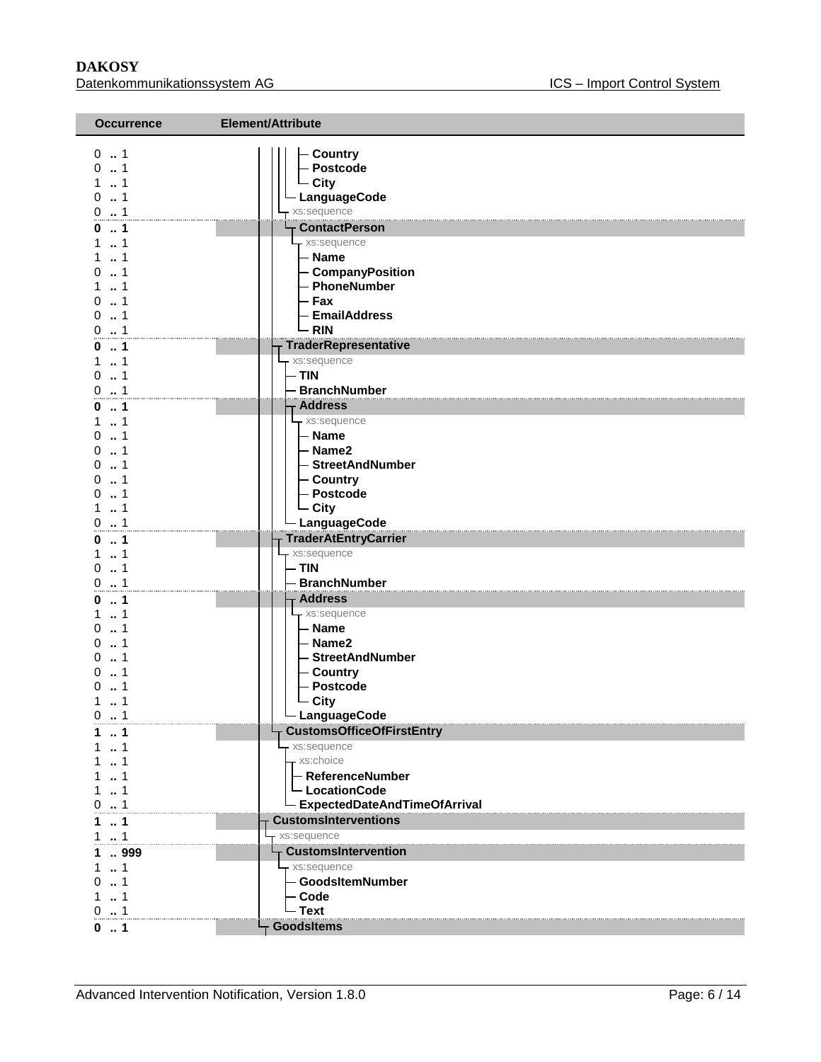| Occurrence | Element/Attribute |
| --- | --- |
| 0 .. 1 | Country |
| 0 .. 1 | Postcode |
| 1 .. 1 | City |
| 0 .. 1 | LanguageCode |
| 0 .. 1 | xs:sequence |
| **0 .. 1** | **ContactPerson** |
| 1 .. 1 | xs:sequence |
| 1 .. 1 | Name |
| 0 .. 1 | CompanyPosition |
| 1 .. 1 | PhoneNumber |
| 0 .. 1 | Fax |
| 0 .. 1 | EmailAddress |
| 0 .. 1 | RIN |
| **0 .. 1** | **TraderRepresentative** |
| 1 .. 1 | xs:sequence |
| 0 .. 1 | TIN |
| 0 .. 1 | BranchNumber |
| **0 .. 1** | **Address** |
| 1 .. 1 | xs:sequence |
| 0 .. 1 | Name |
| 0 .. 1 | Name2 |
| 0 .. 1 | StreetAndNumber |
| 0 .. 1 | Country |
| 0 .. 1 | Postcode |
| 1 .. 1 | City |
| 0 .. 1 | LanguageCode |
| **0 .. 1** | **TraderAtEntryCarrier** |
| 1 .. 1 | xs:sequence |
| 0 .. 1 | TIN |
| 0 .. 1 | BranchNumber |
| **0 .. 1** | **Address** |
| 1 .. 1 | xs:sequence |
| 0 .. 1 | Name |
| 0 .. 1 | Name2 |
| 0 .. 1 | StreetAndNumber |
| 0 .. 1 | Country |
| 0 .. 1 | Postcode |
| 1 .. 1 | City |
| 0 .. 1 | LanguageCode |
| **1 .. 1** | **CustomsOfficeOfFirstEntry** |
| 1 .. 1 | xs:sequence |
| 1 .. 1 | xs:choice |
| 1 .. 1 | ReferenceNumber |
| 1 .. 1 | LocationCode |
| 0 .. 1 | ExpectedDateAndTimeOfArrival |
| **1 .. 1** | **CustomsInterventions** |
| 1 .. 1 | xs:sequence |
| **1 .. 999** | **CustomsIntervention** |
| 1 .. 1 | xs:sequence |
| 0 .. 1 | GoodsItemNumber |
| 1 .. 1 | Code |
| 0 .. 1 | Text |
| **0 .. 1** | **GoodsItems** |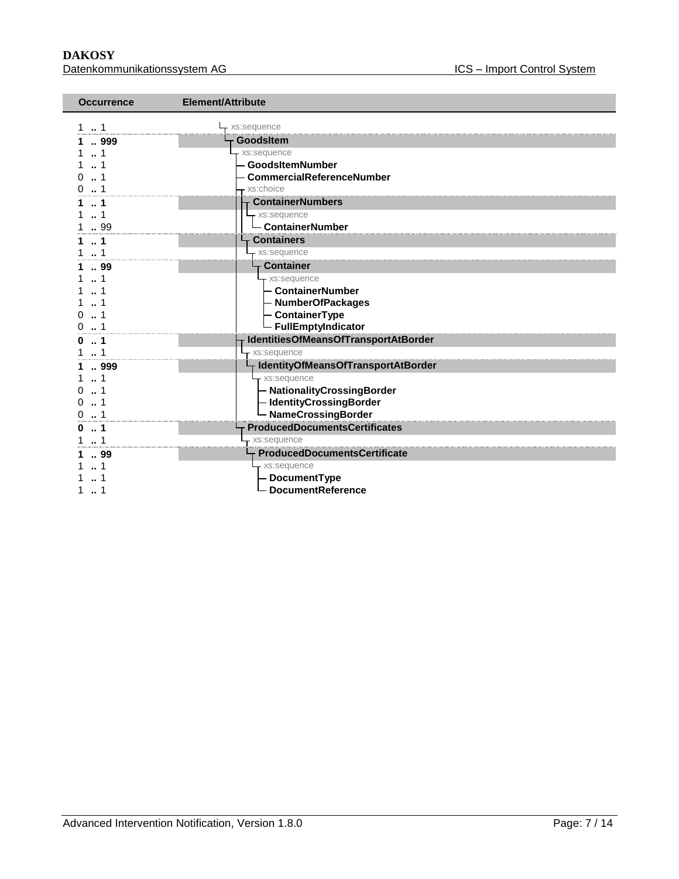| Occurrence | Element/Attribute |
|---|---|
| 1 .. 1 | xs:sequence |
| **1 .. 999** | **GoodsItem** |
| 1 .. 1 | xs:sequence |
| 1 .. 1 | **GoodsItemNumber** |
| 0 .. 1 | **CommercialReferenceNumber** |
| 0 .. 1 | xs:choice |
| **1 .. 1** | **ContainerNumbers** |
| 1 .. 1 | xs:sequence |
| 1 .. 99 | **ContainerNumber** |
| **1 .. 1** | **Containers** |
| 1 .. 1 | xs:sequence |
| **1 .. 99** | **Container** |
| 1 .. 1 | xs:sequence |
| 1 .. 1 | **ContainerNumber** |
| 1 .. 1 | **NumberOfPackages** |
| 0 .. 1 | **ContainerType** |
| 0 .. 1 | **FullEmptyIndicator** |
| **0 .. 1** | **IdentitiesOfMeansOfTransportAtBorder** |
| 1 .. 1 | xs:sequence |
| **1 .. 999** | **IdentityOfMeansOfTransportAtBorder** |
| 1 .. 1 | xs:sequence |
| 0 .. 1 | **NationalityCrossingBorder** |
| 0 .. 1 | **IdentityCrossingBorder** |
| 0 .. 1 | **NameCrossingBorder** |
| **0 .. 1** | **ProducedDocumentsCertificates** |
| 1 .. 1 | xs:sequence |
| **1 .. 99** | **ProducedDocumentsCertificate** |
| 1 .. 1 | xs:sequence |
| 1 .. 1 | **DocumentType** |
| 1 .. 1 | **DocumentReference** |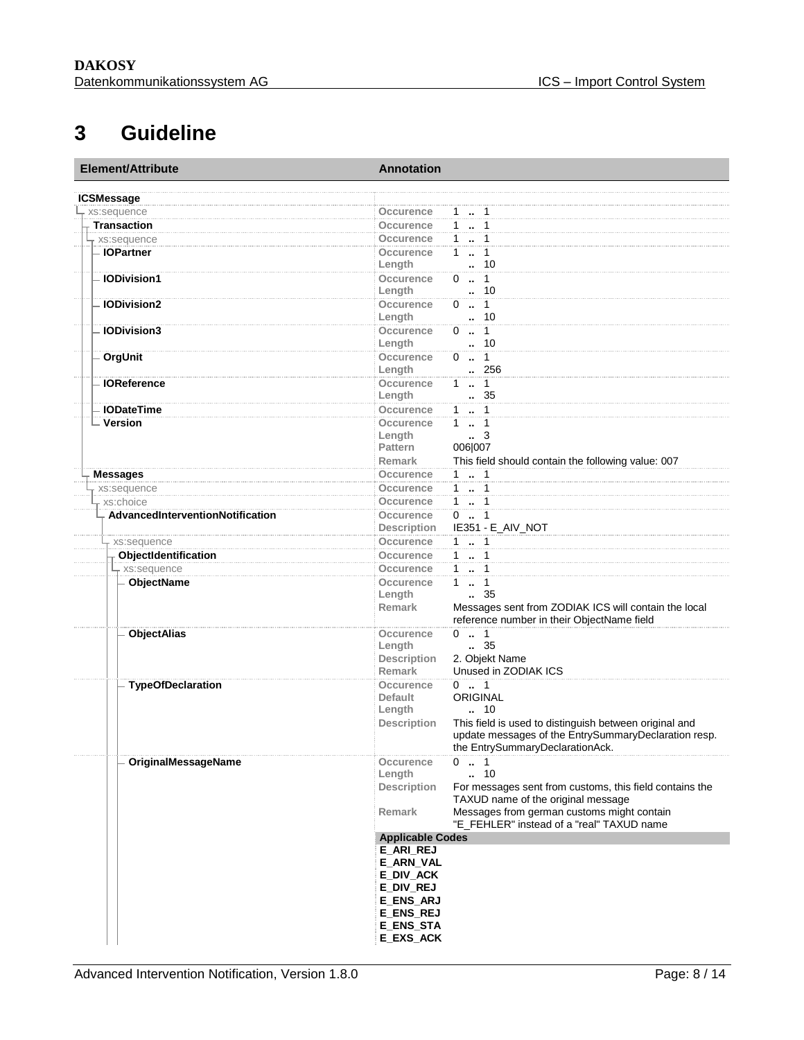# 3 Guideline

| Element/Attribute | Annotation | |
| --- | --- | --- |
| **ICSMessage** | | |
| xs:sequence | Occurence | 1 .. 1 |
| **Transaction** | Occurence | 1 .. 1 |
| xs:sequence | Occurence | 1 .. 1 |
| **IOPartner** | Occurence | 1 .. 1 |
| | Length | .. 10 |
| **IODivision1** | Occurence | 0 .. 1 |
| | Length | .. 10 |
| **IODivision2** | Occurence | 0 .. 1 |
| | Length | .. 10 |
| **IODivision3** | Occurence | 0 .. 1 |
| | Length | .. 10 |
| **OrgUnit** | Occurence | 0 .. 1 |
| | Length | .. 256 |
| **IOReference** | Occurence | 1 .. 1 |
| | Length | .. 35 |
| **IODateTime** | Occurence | 1 .. 1 |
| **Version** | Occurence | 1 .. 1 |
| | Length | .. 3 |
| | Pattern | 006\|007 |
| | Remark | This field should contain the following value: 007 |
| **Messages** | Occurence | 1 .. 1 |
| xs:sequence | Occurence | 1 .. 1 |
| xs:choice | Occurence | 1 .. 1 |
| **AdvancedInterventionNotification** | Occurence | 0 .. 1 |
| | Description | IE351 - E_AIV_NOT |
| xs:sequence | Occurence | 1 .. 1 |
| **ObjectIdentification** | Occurence | 1 .. 1 |
| xs:sequence | Occurence | 1 .. 1 |
| **ObjectName** | Occurence | 1 .. 1 |
| | Length | .. 35 |
| | Remark | Messages sent from ZODIAK ICS will contain the local reference number in their ObjectName field |
| **ObjectAlias** | Occurence | 0 .. 1 |
| | Length | .. 35 |
| | Description | 2. Objekt Name |
| | Remark | Unused in ZODIAK ICS |
| **TypeOfDeclaration** | Occurence | 0 .. 1 |
| | Default | ORIGINAL |
| | Length | .. 10 |
| | Description | This field is used to distinguish between original and update messages of the EntrySummaryDeclaration resp. the EntrySummaryDeclarationAck. |
| **OriginalMessageName** | Occurence | 0 .. 1 |
| | Length | .. 10 |
| | Description | For messages sent from customs, this field contains the TAXUD name of the original message |
| | Remark | Messages from german customs might contain "E_FEHLER" instead of a "real" TAXUD name |
| | **Applicable Codes** | |
| | **E_ARI_REJ** | |
| | **E_ARN_VAL** | |
| | **E_DIV_ACK** | |
| | **E_DIV_REJ** | |
| | **E_ENS_ARJ** | |
| | **E_ENS_REJ** | |
| | **E_ENS_STA** | |
| | **E_EXS_ACK** | |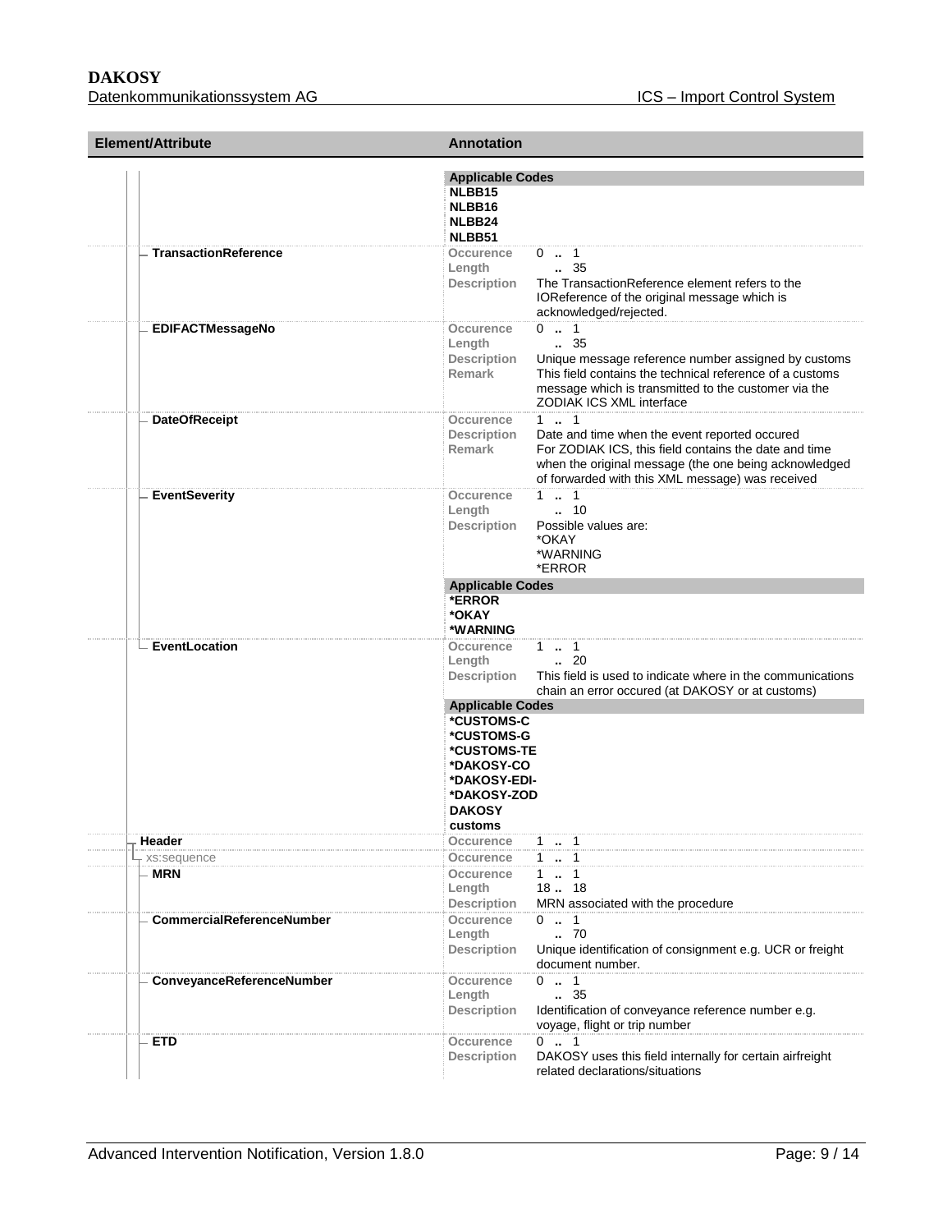| Element/Attribute | Annotation | |
|---|---|---|
| | **Applicable Codes** | |
| | **NLBB15** | |
| | **NLBB16** | |
| | **NLBB24** | |
| | **NLBB51** | |
| **TransactionReference** | Occurence | 0 .. 1 |
| | Length | .. 35 |
| | Description | The TransactionReference element refers to the IOReference of the original message which is acknowledged/rejected. |
| **EDIFACTMessageNo** | Occurence | 0 .. 1 |
| | Length | .. 35 |
| | Description | Unique message reference number assigned by customs |
| | Remark | This field contains the technical reference of a customs message which is transmitted to the customer via the ZODIAK ICS XML interface |
| **DateOfReceipt** | Occurence | 1 .. 1 |
| | Description | Date and time when the event reported occured |
| | Remark | For ZODIAK ICS, this field contains the date and time when the original message (the one being acknowledged of forwarded with this XML message) was received |
| **EventSeverity** | Occurence | 1 .. 1 |
| | Length | .. 10 |
| | Description | Possible values are: *OKAY *WARNING *ERROR |
| | **Applicable Codes** | |
| | ***ERROR** | |
| | ***OKAY** | |
| | ***WARNING** | |
| **EventLocation** | Occurence | 1 .. 1 |
| | Length | .. 20 |
| | Description | This field is used to indicate where in the communications chain an error occured (at DAKOSY or at customs) |
| | **Applicable Codes** | |
| | ***CUSTOMS-C** | |
| | ***CUSTOMS-G** | |
| | ***CUSTOMS-TE** | |
| | ***DAKOSY-CO** | |
| | ***DAKOSY-EDI-** | |
| | ***DAKOSY-ZOD** | |
| | **DAKOSY** | |
| | **customs** | |
| **Header** | Occurence | 1 .. 1 |
| xs:sequence | Occurence | 1 .. 1 |
| **MRN** | Occurence | 1 .. 1 |
| | Length | 18 .. 18 |
| | Description | MRN associated with the procedure |
| **CommercialReferenceNumber** | Occurence | 0 .. 1 |
| | Length | .. 70 |
| | Description | Unique identification of consignment e.g. UCR or freight document number. |
| **ConveyanceReferenceNumber** | Occurence | 0 .. 1 |
| | Length | .. 35 |
| | Description | Identification of conveyance reference number e.g. voyage, flight or trip number |
| **ETD** | Occurence | 0 .. 1 |
| | Description | DAKOSY uses this field internally for certain airfreight related declarations/situations |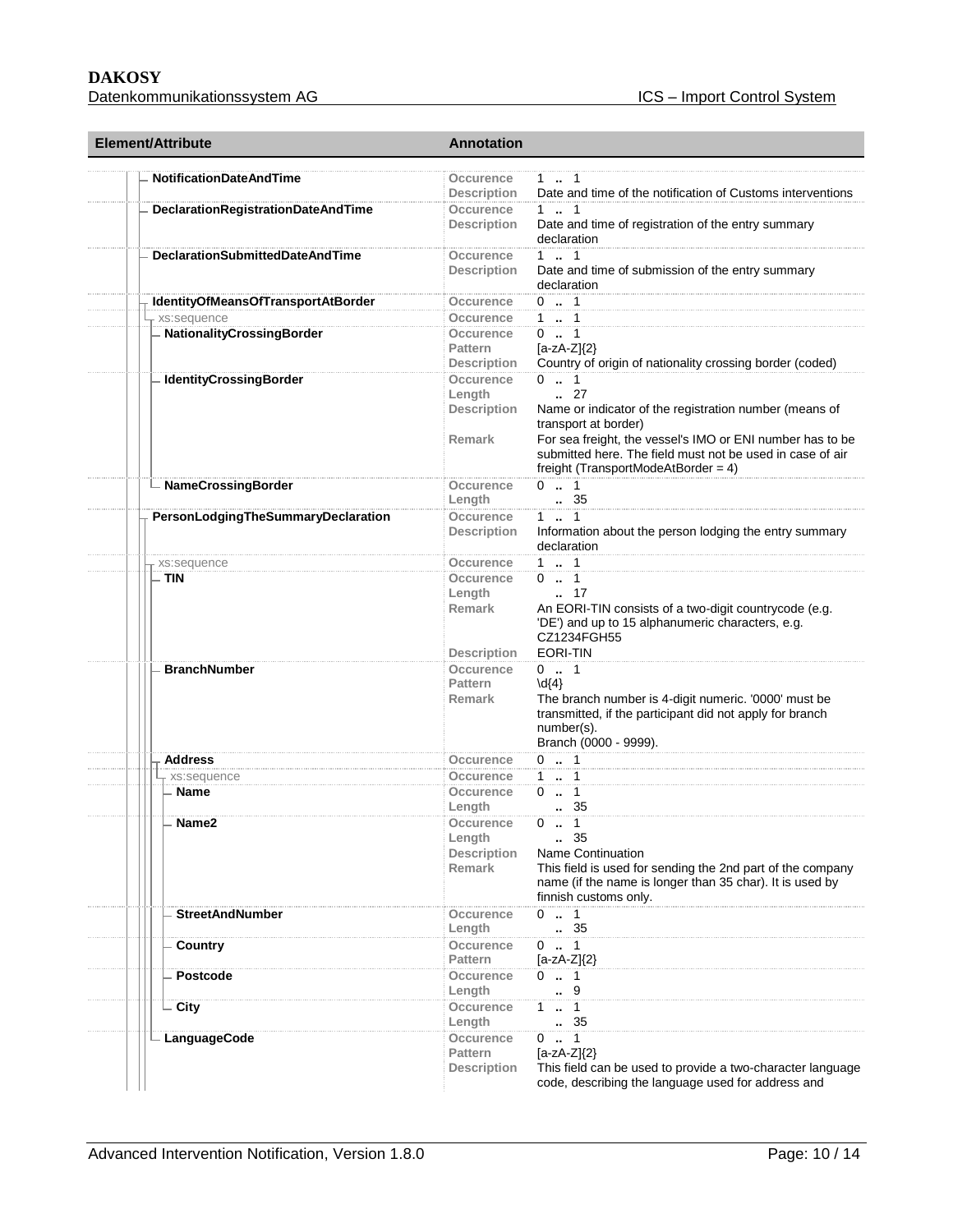| Element/Attribute | Annotation | |
|---|---|---|
| NotificationDateAndTime | Occurence | 1 .. 1 |
| | Description | Date and time of the notification of Customs interventions |
| DeclarationRegistrationDateAndTime | Occurence | 1 .. 1 |
| | Description | Date and time of registration of the entry summary declaration |
| DeclarationSubmittedDateAndTime | Occurence | 1 .. 1 |
| | Description | Date and time of submission of the entry summary declaration |
| IdentityOfMeansOfTransportAtBorder | Occurence | 0 .. 1 |
| xs:sequence | Occurence | 1 .. 1 |
| NationalityCrossingBorder | Occurence | 0 .. 1 |
| | Pattern | [a-zA-Z]{2} |
| | Description | Country of origin of nationality crossing border (coded) |
| IdentityCrossingBorder | Occurence | 0 .. 1 |
| | Length | .. 27 |
| | Description | Name or indicator of the registration number (means of transport at border) |
| | Remark | For sea freight, the vessel's IMO or ENI number has to be submitted here. The field must not be used in case of air freight (TransportModeAtBorder = 4) |
| NameCrossingBorder | Occurence | 0 .. 1 |
| | Length | .. 35 |
| PersonLodgingTheSummaryDeclaration | Occurence | 1 .. 1 |
| | Description | Information about the person lodging the entry summary declaration |
| xs:sequence | Occurence | 1 .. 1 |
| TIN | Occurence | 0 .. 1 |
| | Length | .. 17 |
| | Remark | An EORI-TIN consists of a two-digit countrycode (e.g. 'DE') and up to 15 alphanumeric characters, e.g. CZ1234FGH55 |
| | Description | EORI-TIN |
| BranchNumber | Occurence | 0 .. 1 |
| | Pattern | \d{4} |
| | Remark | The branch number is 4-digit numeric. '0000' must be transmitted, if the participant did not apply for branch number(s). Branch (0000 - 9999). |
| Address | Occurence | 0 .. 1 |
| xs:sequence | Occurence | 1 .. 1 |
| Name | Occurence | 0 .. 1 |
| | Length | .. 35 |
| Name2 | Occurence | 0 .. 1 |
| | Length | .. 35 |
| | Description | Name Continuation |
| | Remark | This field is used for sending the 2nd part of the company name (if the name is longer than 35 char). It is used by finnish customs only. |
| StreetAndNumber | Occurence | 0 .. 1 |
| | Length | .. 35 |
| Country | Occurence | 0 .. 1 |
| | Pattern | [a-zA-Z]{2} |
| Postcode | Occurence | 0 .. 1 |
| | Length | .. 9 |
| City | Occurence | 1 .. 1 |
| | Length | .. 35 |
| LanguageCode | Occurence | 0 .. 1 |
| | Pattern | [a-zA-Z]{2} |
| | Description | This field can be used to provide a two-character language code, describing the language used for address and |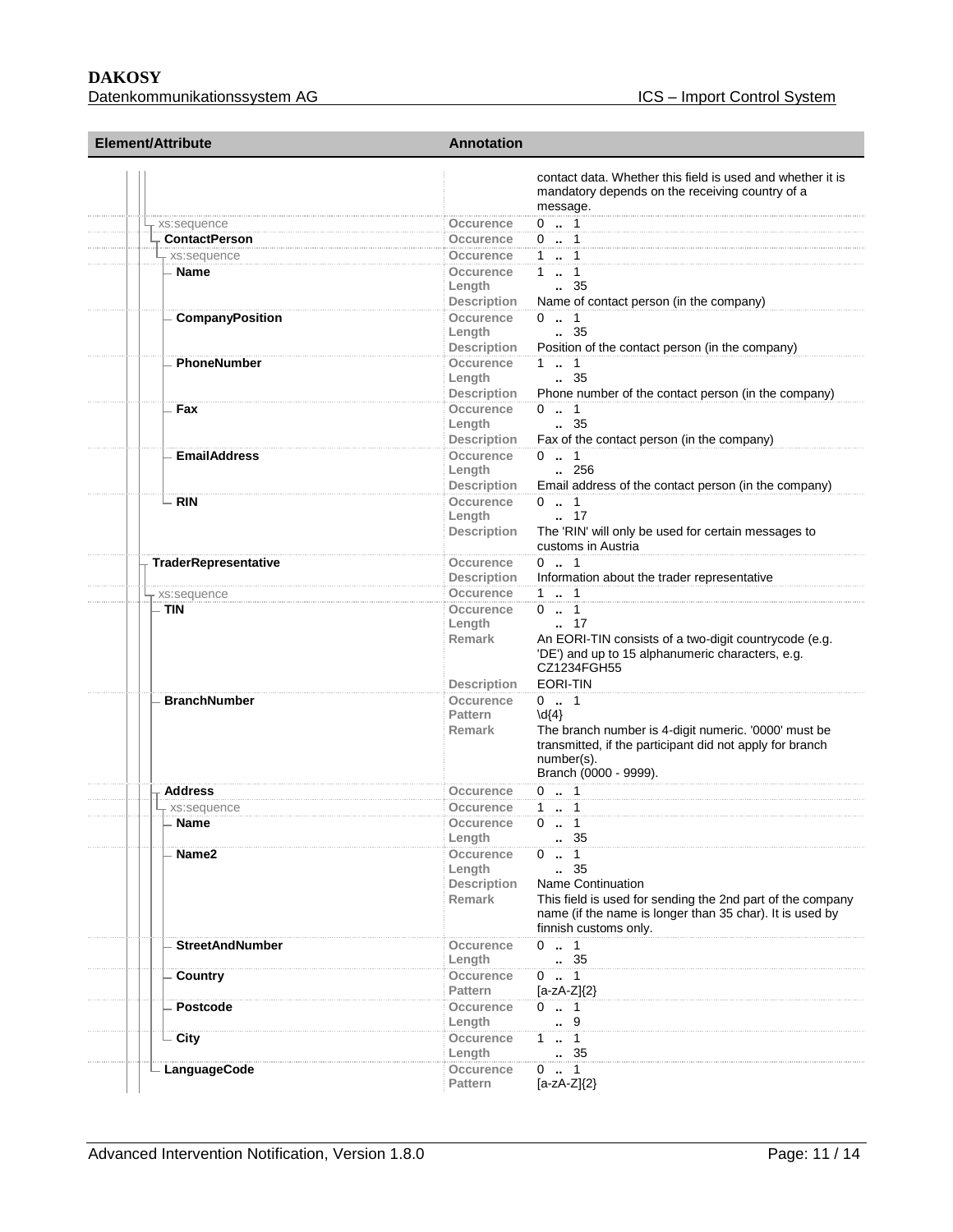| Element/Attribute | Annotation | |
|---|---|---|
| | | contact data. Whether this field is used and whether it is mandatory depends on the receiving country of a message. |
| xs:sequence | Occurence | 0 .. 1 |
| **ContactPerson** | Occurence | 0 .. 1 |
| xs:sequence | Occurence | 1 .. 1 |
| **Name** | Occurence | 1 .. 1 |
| | Length | .. 35 |
| | Description | Name of contact person (in the company) |
| **CompanyPosition** | Occurence | 0 .. 1 |
| | Length | .. 35 |
| | Description | Position of the contact person (in the company) |
| **PhoneNumber** | Occurence | 1 .. 1 |
| | Length | .. 35 |
| | Description | Phone number of the contact person (in the company) |
| **Fax** | Occurence | 0 .. 1 |
| | Length | .. 35 |
| | Description | Fax of the contact person (in the company) |
| **EmailAddress** | Occurence | 0 .. 1 |
| | Length | .. 256 |
| | Description | Email address of the contact person (in the company) |
| **RIN** | Occurence | 0 .. 1 |
| | Length | .. 17 |
| | Description | The 'RIN' will only be used for certain messages to customs in Austria |
| **TraderRepresentative** | Occurence | 0 .. 1 |
| | Description | Information about the trader representative |
| xs:sequence | Occurence | 1 .. 1 |
| **TIN** | Occurence | 0 .. 1 |
| | Length | .. 17 |
| | Remark | An EORI-TIN consists of a two-digit countrycode (e.g. 'DE') and up to 15 alphanumeric characters, e.g. CZ1234FGH55 |
| | Description | EORI-TIN |
| **BranchNumber** | Occurence | 0 .. 1 |
| | Pattern | \d{4} |
| | Remark | The branch number is 4-digit numeric. '0000' must be transmitted, if the participant did not apply for branch number(s). Branch (0000 - 9999). |
| **Address** | Occurence | 0 .. 1 |
| xs:sequence | Occurence | 1 .. 1 |
| **Name** | Occurence | 0 .. 1 |
| | Length | .. 35 |
| **Name2** | Occurence | 0 .. 1 |
| | Length | .. 35 |
| | Description | Name Continuation |
| | Remark | This field is used for sending the 2nd part of the company name (if the name is longer than 35 char). It is used by finnish customs only. |
| **StreetAndNumber** | Occurence | 0 .. 1 |
| | Length | .. 35 |
| **Country** | Occurence | 0 .. 1 |
| | Pattern | [a-zA-Z]{2} |
| **Postcode** | Occurence | 0 .. 1 |
| | Length | .. 9 |
| **City** | Occurence | 1 .. 1 |
| | Length | .. 35 |
| **LanguageCode** | Occurence | 0 .. 1 |
| | Pattern | [a-zA-Z]{2} |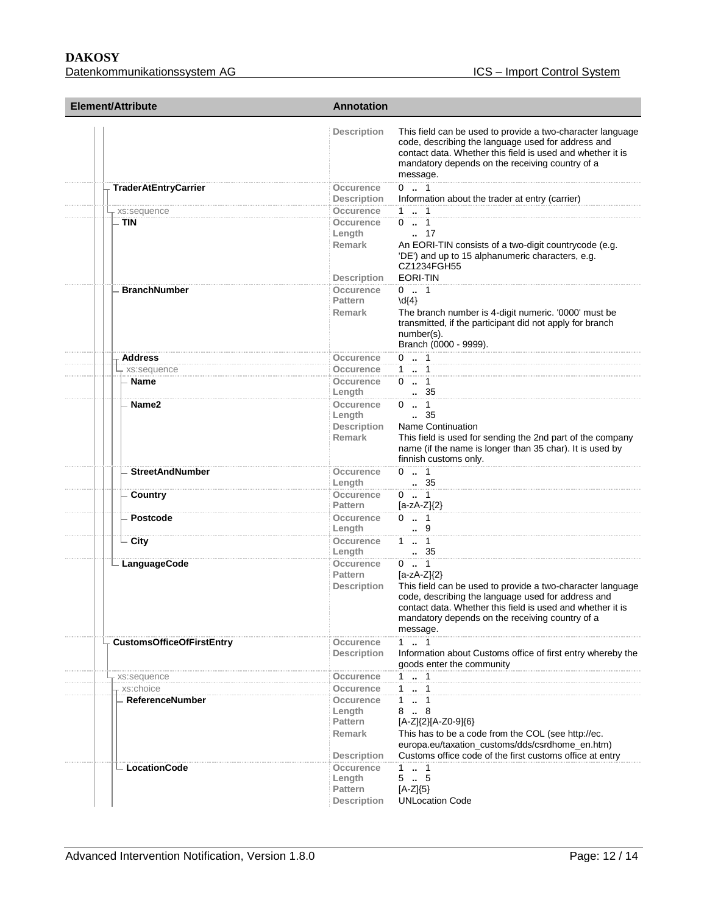| Element/Attribute | Annotation | |
|---|---|---|
| | Description | This field can be used to provide a two-character language code, describing the language used for address and contact data. Whether this field is used and whether it is mandatory depends on the receiving country of a message. |
| TraderAtEntryCarrier | Occurence | 0 .. 1 |
| | Description | Information about the trader at entry (carrier) |
| xs:sequence | Occurence | 1 .. 1 |
| TIN | Occurence | 0 .. 1 |
| | Length | .. 17 |
| | Remark | An EORI-TIN consists of a two-digit countrycode (e.g. 'DE') and up to 15 alphanumeric characters, e.g. CZ1234FGH55 |
| | Description | EORI-TIN |
| BranchNumber | Occurence | 0 .. 1 |
| | Pattern | \d{4} |
| | Remark | The branch number is 4-digit numeric. '0000' must be transmitted, if the participant did not apply for branch number(s). Branch (0000 - 9999). |
| Address | Occurence | 0 .. 1 |
| xs:sequence | Occurence | 1 .. 1 |
| Name | Occurence | 0 .. 1 |
| | Length | .. 35 |
| Name2 | Occurence | 0 .. 1 |
| | Length | .. 35 |
| | Description | Name Continuation |
| | Remark | This field is used for sending the 2nd part of the company name (if the name is longer than 35 char). It is used by finnish customs only. |
| StreetAndNumber | Occurence | 0 .. 1 |
| | Length | .. 35 |
| Country | Occurence | 0 .. 1 |
| | Pattern | [a-zA-Z]{2} |
| Postcode | Occurence | 0 .. 1 |
| | Length | .. 9 |
| City | Occurence | 1 .. 1 |
| | Length | .. 35 |
| LanguageCode | Occurence | 0 .. 1 |
| | Pattern | [a-zA-Z]{2} |
| | Description | This field can be used to provide a two-character language code, describing the language used for address and contact data. Whether this field is used and whether it is mandatory depends on the receiving country of a message. |
| CustomsOfficeOfFirstEntry | Occurence | 1 .. 1 |
| | Description | Information about Customs office of first entry whereby the goods enter the community |
| xs:sequence | Occurence | 1 .. 1 |
| xs:choice | Occurence | 1 .. 1 |
| ReferenceNumber | Occurence | 1 .. 1 |
| | Length | 8 .. 8 |
| | Pattern | [A-Z]{2}[A-Z0-9]{6} |
| | Remark | This has to be a code from the COL (see http://ec.europa.eu/taxation_customs/dds/csrdhome_en.htm) |
| | Description | Customs office code of the first customs office at entry |
| LocationCode | Occurence | 1 .. 1 |
| | Length | 5 .. 5 |
| | Pattern | [A-Z]{5} |
| | Description | UNLocation Code |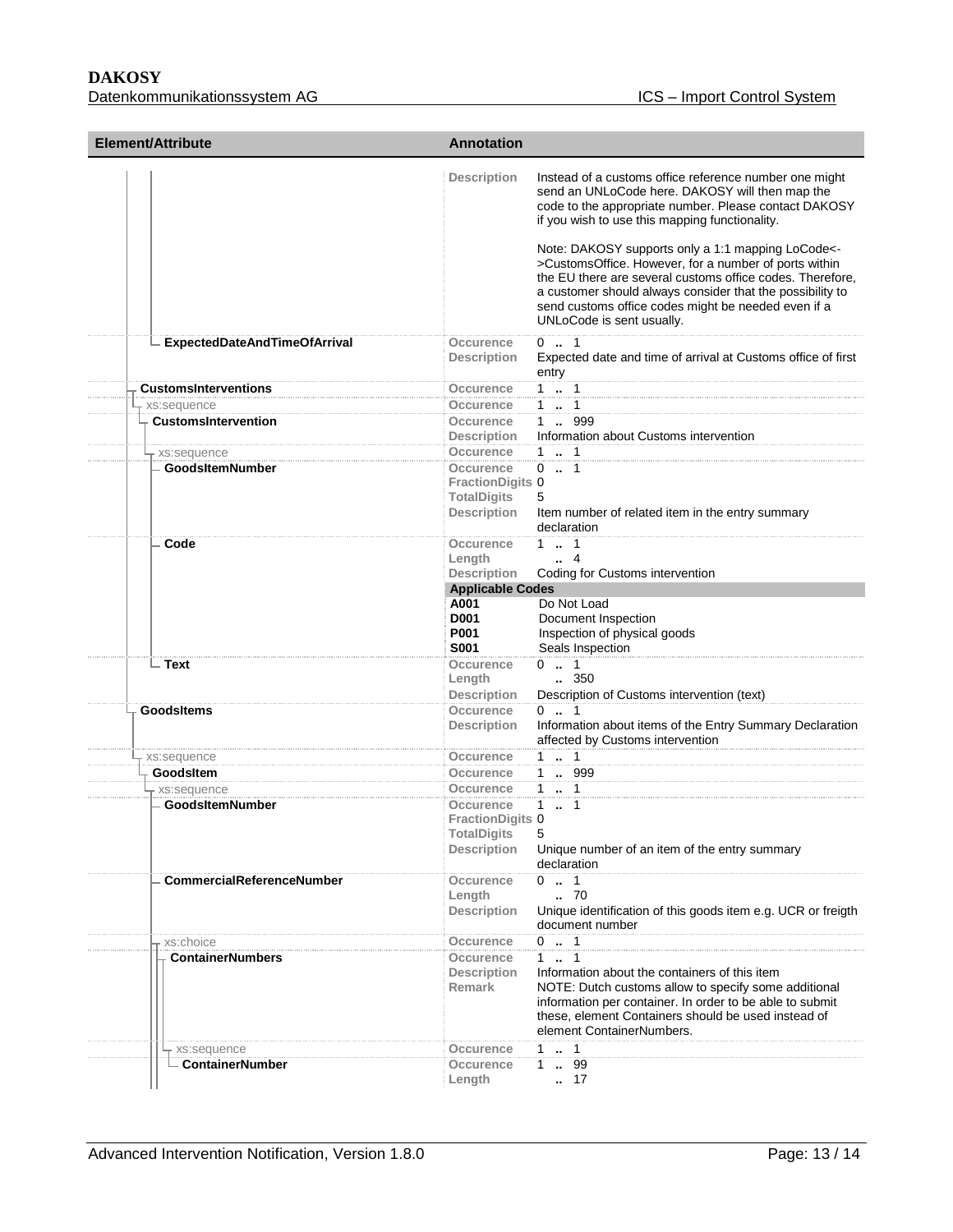| Element/Attribute | Annotation | |
|---|---|---|
| | Description | Instead of a customs office reference number one might send an UNLoCode here. DAKOSY will then map the code to the appropriate number. Please contact DAKOSY if you wish to use this mapping functionality.<br><br>Note: DAKOSY supports only a 1:1 mapping LoCode<->CustomsOffice. However, for a number of ports within the EU there are several customs office codes. Therefore, a customer should always consider that the possibility to send customs office codes might be needed even if a UNLoCode is sent usually. |
| **ExpectedDateAndTimeOfArrival** | Occurence | 0 .. 1 |
| | Description | Expected date and time of arrival at Customs office of first entry |
| **CustomsInterventions** | Occurence | 1 .. 1 |
| xs:sequence | Occurence | 1 .. 1 |
| **CustomsIntervention** | Occurence | 1 .. 999 |
| | Description | Information about Customs intervention |
| xs:sequence | Occurence | 1 .. 1 |
| **GoodsItemNumber** | Occurence | 0 .. 1 |
| | FractionDigits | 0 |
| | TotalDigits | 5 |
| | Description | Item number of related item in the entry summary declaration |
| **Code** | Occurence | 1 .. 1 |
| | Length | .. 4 |
| | Description | Coding for Customs intervention |
| | **Applicable Codes** | |
| | **A001** | Do Not Load |
| | **D001** | Document Inspection |
| | **P001** | Inspection of physical goods |
| | **S001** | Seals Inspection |
| **Text** | Occurence | 0 .. 1 |
| | Length | .. 350 |
| | Description | Description of Customs intervention (text) |
| **GoodsItems** | Occurence | 0 .. 1 |
| | Description | Information about items of the Entry Summary Declaration affected by Customs intervention |
| xs:sequence | Occurence | 1 .. 1 |
| **GoodsItem** | Occurence | 1 .. 999 |
| xs:sequence | Occurence | 1 .. 1 |
| **GoodsItemNumber** | Occurence | 1 .. 1 |
| | FractionDigits | 0 |
| | TotalDigits | 5 |
| | Description | Unique number of an item of the entry summary declaration |
| **CommercialReferenceNumber** | Occurence | 0 .. 1 |
| | Length | .. 70 |
| | Description | Unique identification of this goods item e.g. UCR or freigth document number |
| xs:choice | Occurence | 0 .. 1 |
| **ContainerNumbers** | Occurence | 1 .. 1 |
| | Description | Information about the containers of this item |
| | Remark | NOTE: Dutch customs allow to specify some additional information per container. In order to be able to submit these, element Containers should be used instead of element ContainerNumbers. |
| xs:sequence | Occurence | 1 .. 1 |
| **ContainerNumber** | Occurence | 1 .. 99 |
| | Length | .. 17 |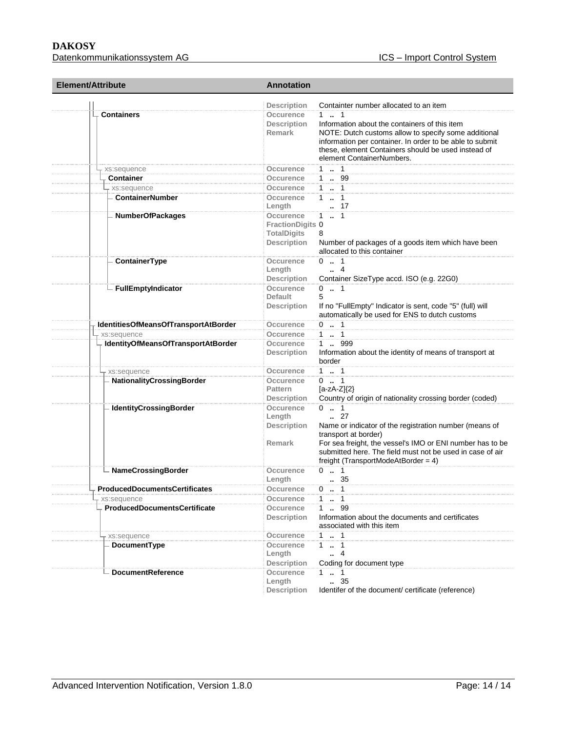| Element/Attribute | Annotation | |
|---|---|---|
| | Description | Containter number allocated to an item |
| Containers | Occurence | 1 .. 1 |
| | Description | Information about the containers of this item |
| | Remark | NOTE: Dutch customs allow to specify some additional information per container. In order to be able to submit these, element Containers should be used instead of element ContainerNumbers. |
| xs:sequence | Occurence | 1 .. 1 |
| Container | Occurence | 1 .. 99 |
| xs:sequence | Occurence | 1 .. 1 |
| ContainerNumber | Occurence | 1 .. 1 |
| | Length | .. 17 |
| NumberOfPackages | Occurence | 1 .. 1 |
| | FractionDigits | 0 |
| | TotalDigits | 8 |
| | Description | Number of packages of a goods item which have been allocated to this container |
| ContainerType | Occurence | 0 .. 1 |
| | Length | .. 4 |
| | Description | Container SizeType accd. ISO (e.g. 22G0) |
| FullEmptyIndicator | Occurence | 0 .. 1 |
| | Default | 5 |
| | Description | If no "FullEmpty" Indicator is sent, code "5" (full) will automatically be used for ENS to dutch customs |
| IdentitiesOfMeansOfTransportAtBorder | Occurence | 0 .. 1 |
| xs:sequence | Occurence | 1 .. 1 |
| IdentityOfMeansOfTransportAtBorder | Occurence | 1 .. 999 |
| | Description | Information about the identity of means of transport at border |
| xs:sequence | Occurence | 1 .. 1 |
| NationalityCrossingBorder | Occurence | 0 .. 1 |
| | Pattern | [a-zA-Z]{2} |
| | Description | Country of origin of nationality crossing border (coded) |
| IdentityCrossingBorder | Occurence | 0 .. 1 |
| | Length | .. 27 |
| | Description | Name or indicator of the registration number (means of transport at border) |
| | Remark | For sea freight, the vessel's IMO or ENI number has to be submitted here. The field must not be used in case of air freight (TransportModeAtBorder = 4) |
| NameCrossingBorder | Occurence | 0 .. 1 |
| | Length | .. 35 |
| ProducedDocumentsCertificates | Occurence | 0 .. 1 |
| xs:sequence | Occurence | 1 .. 1 |
| ProducedDocumentsCertificate | Occurence | 1 .. 99 |
| | Description | Information about the documents and certificates associated with this item |
| xs:sequence | Occurence | 1 .. 1 |
| DocumentType | Occurence | 1 .. 1 |
| | Length | .. 4 |
| | Description | Coding for document type |
| DocumentReference | Occurence | 1 .. 1 |
| | Length | .. 35 |
| | Description | Identifer of the document/ certificate (reference) |